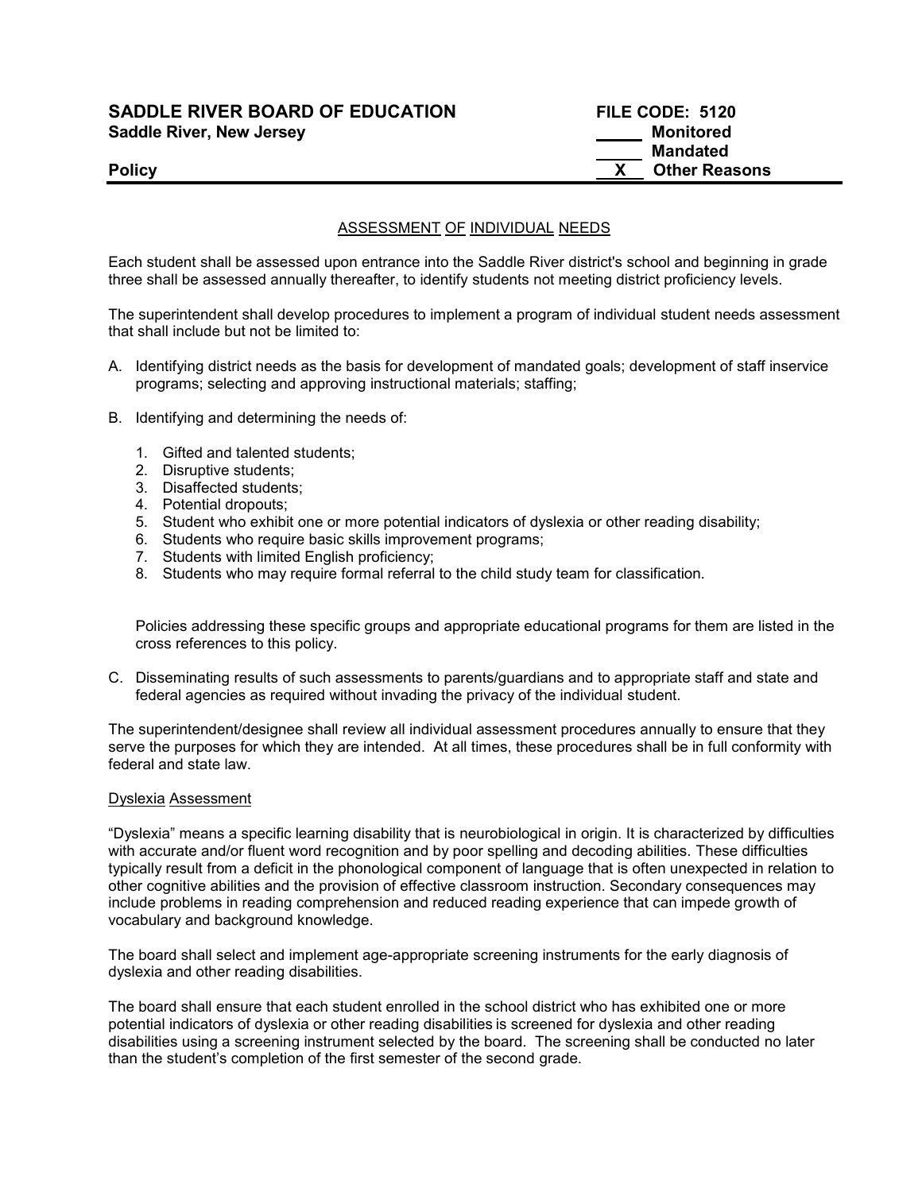**SADDLE RIVER BOARD OF EDUCATION**
**Saddle River, New Jersey**

**Policy**

**FILE CODE: 5120**
_____ **Monitored**
_____ **Mandated**
__X__ **Other Reasons**

---

## ASSESSMENT OF INDIVIDUAL NEEDS

Each student shall be assessed upon entrance into the Saddle River district's school and beginning in grade three shall be assessed annually thereafter, to identify students not meeting district proficiency levels.

The superintendent shall develop procedures to implement a program of individual student needs assessment that shall include but not be limited to:

A. Identifying district needs as the basis for development of mandated goals; development of staff inservice programs; selecting and approving instructional materials; staffing;

B. Identifying and determining the needs of:

   1. Gifted and talented students;
   2. Disruptive students;
   3. Disaffected students;
   4. Potential dropouts;
   5. Student who exhibit one or more potential indicators of dyslexia or other reading disability;
   6. Students who require basic skills improvement programs;
   7. Students with limited English proficiency;
   8. Students who may require formal referral to the child study team for classification.

   Policies addressing these specific groups and appropriate educational programs for them are listed in the cross references to this policy.

C. Disseminating results of such assessments to parents/guardians and to appropriate staff and state and federal agencies as required without invading the privacy of the individual student.

The superintendent/designee shall review all individual assessment procedures annually to ensure that they serve the purposes for which they are intended. At all times, these procedures shall be in full conformity with federal and state law.

### Dyslexia Assessment

"Dyslexia" means a specific learning disability that is neurobiological in origin. It is characterized by difficulties with accurate and/or fluent word recognition and by poor spelling and decoding abilities. These difficulties typically result from a deficit in the phonological component of language that is often unexpected in relation to other cognitive abilities and the provision of effective classroom instruction. Secondary consequences may include problems in reading comprehension and reduced reading experience that can impede growth of vocabulary and background knowledge.

The board shall select and implement age-appropriate screening instruments for the early diagnosis of dyslexia and other reading disabilities.

The board shall ensure that each student enrolled in the school district who has exhibited one or more potential indicators of dyslexia or other reading disabilities is screened for dyslexia and other reading disabilities using a screening instrument selected by the board. The screening shall be conducted no later than the student's completion of the first semester of the second grade.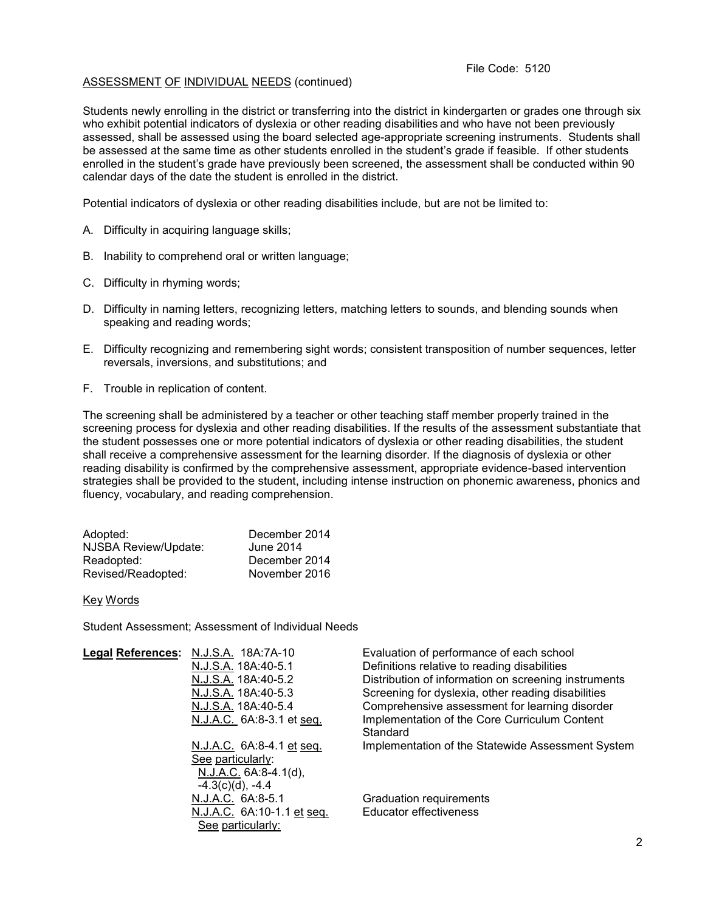File Code: 5120

ASSESSMENT OF INDIVIDUAL NEEDS (continued)

Students newly enrolling in the district or transferring into the district in kindergarten or grades one through six who exhibit potential indicators of dyslexia or other reading disabilities and who have not been previously assessed, shall be assessed using the board selected age-appropriate screening instruments. Students shall be assessed at the same time as other students enrolled in the student's grade if feasible. If other students enrolled in the student's grade have previously been screened, the assessment shall be conducted within 90 calendar days of the date the student is enrolled in the district.

Potential indicators of dyslexia or other reading disabilities include, but are not be limited to:

A. Difficulty in acquiring language skills;

B. Inability to comprehend oral or written language;

C. Difficulty in rhyming words;

D. Difficulty in naming letters, recognizing letters, matching letters to sounds, and blending sounds when speaking and reading words;

E. Difficulty recognizing and remembering sight words; consistent transposition of number sequences, letter reversals, inversions, and substitutions; and

F. Trouble in replication of content.

The screening shall be administered by a teacher or other teaching staff member properly trained in the screening process for dyslexia and other reading disabilities. If the results of the assessment substantiate that the student possesses one or more potential indicators of dyslexia or other reading disabilities, the student shall receive a comprehensive assessment for the learning disorder. If the diagnosis of dyslexia or other reading disability is confirmed by the comprehensive assessment, appropriate evidence-based intervention strategies shall be provided to the student, including intense instruction on phonemic awareness, phonics and fluency, vocabulary, and reading comprehension.

| | |
|---|---|
| Adopted: | December 2014 |
| NJSBA Review/Update: | June 2014 |
| Readopted: | December 2014 |
| Revised/Readopted: | November 2016 |

Key Words

Student Assessment; Assessment of Individual Needs

| **Legal References:** | | |
|---|---|---|
| | N.J.S.A. 18A:7A-10 | Evaluation of performance of each school |
| | N.J.S.A. 18A:40-5.1 | Definitions relative to reading disabilities |
| | N.J.S.A. 18A:40-5.2 | Distribution of information on screening instruments |
| | N.J.S.A. 18A:40-5.3 | Screening for dyslexia, other reading disabilities |
| | N.J.S.A. 18A:40-5.4 | Comprehensive assessment for learning disorder |
| | N.J.A.C. 6A:8-3.1 et seq. | Implementation of the Core Curriculum Content Standard |
| | N.J.A.C. 6A:8-4.1 et seq. See particularly: N.J.A.C. 6A:8-4.1(d), -4.3(c)(d), -4.4 | Implementation of the Statewide Assessment System |
| | N.J.A.C. 6A:8-5.1 | Graduation requirements |
| | N.J.A.C. 6A:10-1.1 et seq. See particularly: | Educator effectiveness |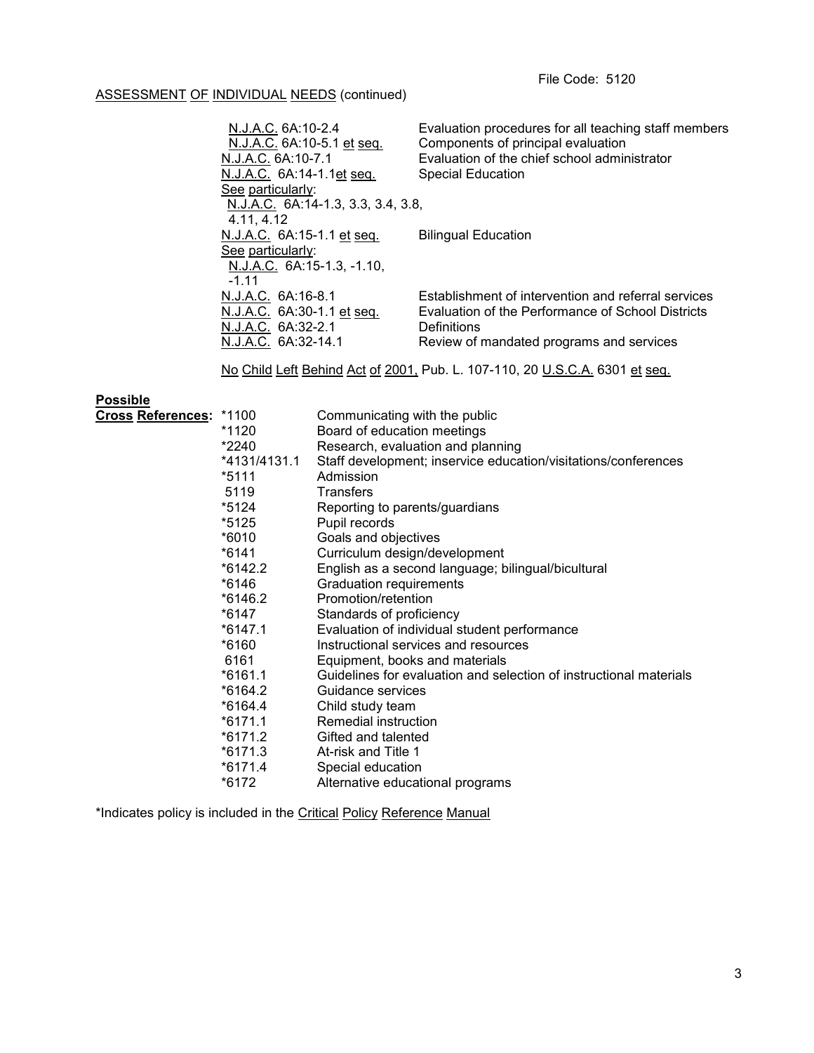ASSESSMENT OF INDIVIDUAL NEEDS (continued)

| | |
|---|---|
| N.J.A.C. 6A:10-2.4 | Evaluation procedures for all teaching staff members |
| N.J.A.C. 6A:10-5.1 et seq. | Components of principal evaluation |
| N.J.A.C. 6A:10-7.1 | Evaluation of the chief school administrator |
| N.J.A.C. 6A:14-1.1et seq. | Special Education |
| See particularly: N.J.A.C. 6A:14-1.3, 3.3, 3.4, 3.8, 4.11, 4.12 | |
| N.J.A.C. 6A:15-1.1 et seq. | Bilingual Education |
| See particularly: N.J.A.C. 6A:15-1.3, -1.10, -1.11 | |
| N.J.A.C. 6A:16-8.1 | Establishment of intervention and referral services |
| N.J.A.C. 6A:30-1.1 et seq. | Evaluation of the Performance of School Districts |
| N.J.A.C. 6A:32-2.1 | Definitions |
| N.J.A.C. 6A:32-14.1 | Review of mandated programs and services |

No Child Left Behind Act of 2001, Pub. L. 107-110, 20 U.S.C.A. 6301 et seq.

**Possible Cross References:**

| | |
|---|---|
| *1100 | Communicating with the public |
| *1120 | Board of education meetings |
| *2240 | Research, evaluation and planning |
| *4131/4131.1 | Staff development; inservice education/visitations/conferences |
| *5111 | Admission |
| 5119 | Transfers |
| *5124 | Reporting to parents/guardians |
| *5125 | Pupil records |
| *6010 | Goals and objectives |
| *6141 | Curriculum design/development |
| *6142.2 | English as a second language; bilingual/bicultural |
| *6146 | Graduation requirements |
| *6146.2 | Promotion/retention |
| *6147 | Standards of proficiency |
| *6147.1 | Evaluation of individual student performance |
| *6160 | Instructional services and resources |
| 6161 | Equipment, books and materials |
| *6161.1 | Guidelines for evaluation and selection of instructional materials |
| *6164.2 | Guidance services |
| *6164.4 | Child study team |
| *6171.1 | Remedial instruction |
| *6171.2 | Gifted and talented |
| *6171.3 | At-risk and Title 1 |
| *6171.4 | Special education |
| *6172 | Alternative educational programs |

*Indicates policy is included in the Critical Policy Reference Manual